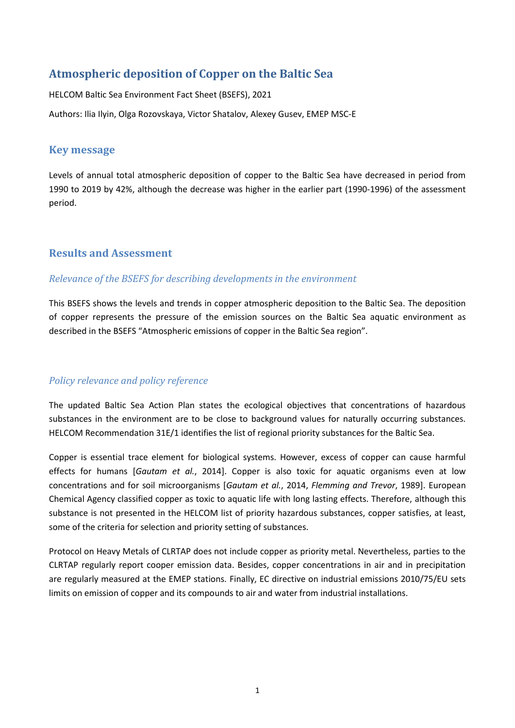# Atmospheric deposition of Copper on the Baltic Sea

HELCOM Baltic Sea Environment Fact Sheet (BSEFS), 2021

Authors: Ilia Ilyin, Olga Rozovskaya, Victor Shatalov, Alexey Gusev, EMEP MSC-E

## Key message

Levels of annual total atmospheric deposition of copper to the Baltic Sea have decreased in period from 1990 to 2019 by 42%, although the decrease was higher in the earlier part (1990-1996) of the assessment period.

## Results and Assessment

### *Relevance of the BSEFS for describing developments in the environment*

This BSEFS shows the levels and trends in copper atmospheric deposition to the Baltic Sea. The deposition of copper represents the pressure of the emission sources on the Baltic Sea aquatic environment as described in the BSEFS "Atmospheric emissions of copper in the Baltic Sea region".

### *Policy relevance and policy reference*

The updated Baltic Sea Action Plan states the ecological objectives that concentrations of hazardous substances in the environment are to be close to background values for naturally occurring substances. HELCOM Recommendation 31E/1 identifies the list of regional priority substances for the Baltic Sea.

Copper is essential trace element for biological systems. However, excess of copper can cause harmful effects for humans [*Gautam et al.*, 2014]. Copper is also toxic for aquatic organisms even at low concentrations and for soil microorganisms [*Gautam et al.*, 2014, *Flemming and Trevor*, 1989]. European Chemical Agency classified copper as toxic to aquatic life with long lasting effects. Therefore, although this substance is not presented in the HELCOM list of priority hazardous substances, copper satisfies, at least, some of the criteria for selection and priority setting of substances.

Protocol on Heavy Metals of CLRTAP does not include copper as priority metal. Nevertheless, parties to the CLRTAP regularly report cooper emission data. Besides, copper concentrations in air and in precipitation are regularly measured at the EMEP stations. Finally, EC directive on industrial emissions 2010/75/EU sets limits on emission of copper and its compounds to air and water from industrial installations.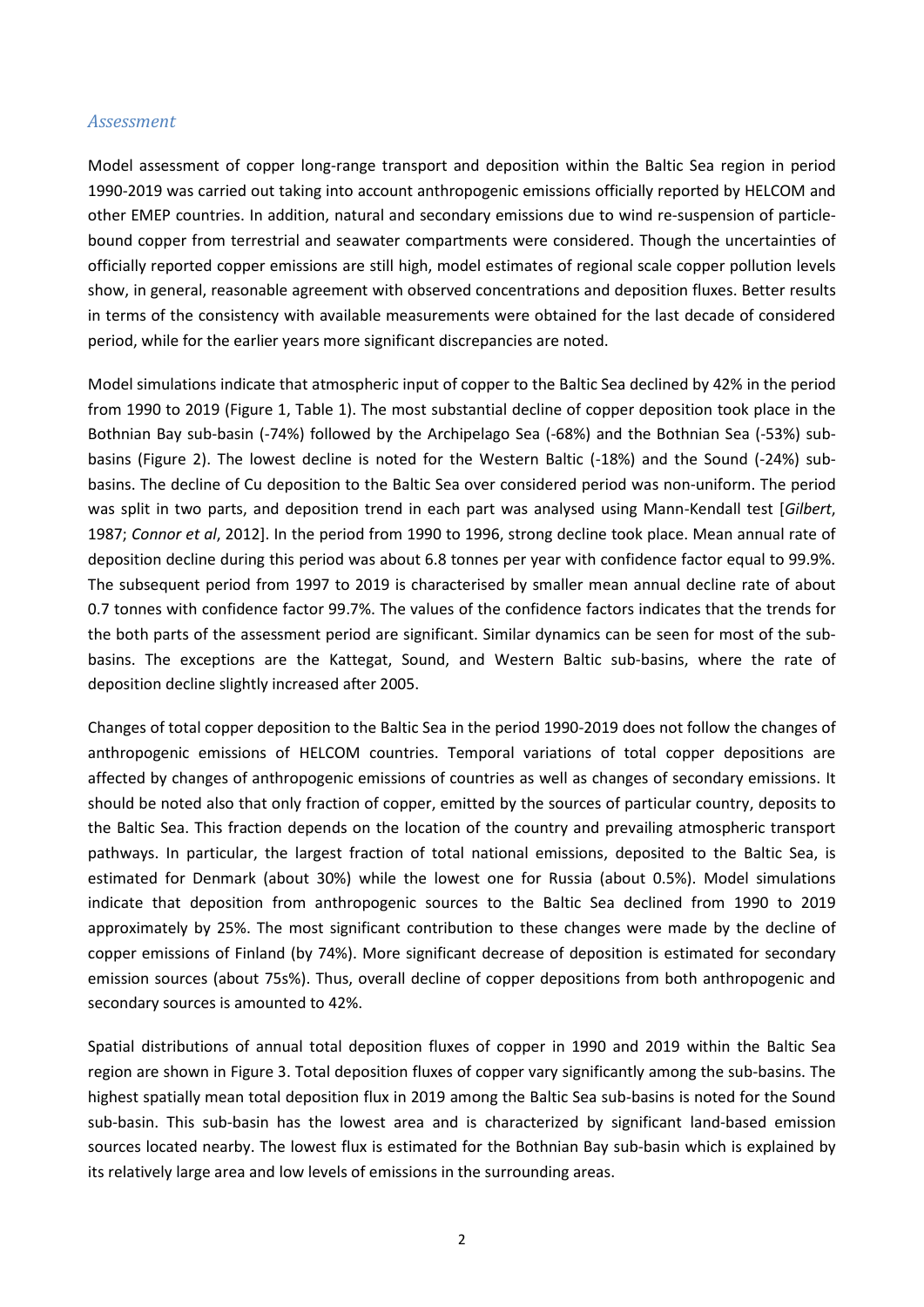## *Assessment*

Model assessment of copper long-range transport and deposition within the Baltic Sea region in period 1990-2019 was carried out taking into account anthropogenic emissions officially reported by HELCOM and other EMEP countries. In addition, natural and secondary emissions due to wind re-suspension of particle-bound copper from terrestrial and seawater compartments were considered. Though the uncertainties of officially reported copper emissions are still high, model estimates of regional scale copper pollution levels show, in general, reasonable agreement with observed concentrations and deposition fluxes. Better results in terms of the consistency with available measurements were obtained for the last decade of considered period, while for the earlier years more significant discrepancies are noted.

Model simulations indicate that atmospheric input of copper to the Baltic Sea declined by 42% in the period from 1990 to 2019 (Figure 1, Table 1). The most substantial decline of copper deposition took place in the Bothnian Bay sub-basin (-74%) followed by the Archipelago Sea (-68%) and the Bothnian Sea (-53%) sub-basins (Figure 2). The lowest decline is noted for the Western Baltic (-18%) and the Sound (-24%) sub-basins. The decline of Cu deposition to the Baltic Sea over considered period was non-uniform. The period was split in two parts, and deposition trend in each part was analysed using Mann-Kendall test [*Gilbert*, 1987; *Connor et al*, 2012]. In the period from 1990 to 1996, strong decline took place. Mean annual rate of deposition decline during this period was about 6.8 tonnes per year with confidence factor equal to 99.9%. The subsequent period from 1997 to 2019 is characterised by smaller mean annual decline rate of about 0.7 tonnes with confidence factor 99.7%. The values of the confidence factors indicates that the trends for the both parts of the assessment period are significant. Similar dynamics can be seen for most of the sub-basins. The exceptions are the Kattegat, Sound, and Western Baltic sub-basins, where the rate of deposition decline slightly increased after 2005.

Changes of total copper deposition to the Baltic Sea in the period 1990-2019 does not follow the changes of anthropogenic emissions of HELCOM countries. Temporal variations of total copper depositions are affected by changes of anthropogenic emissions of countries as well as changes of secondary emissions. It should be noted also that only fraction of copper, emitted by the sources of particular country, deposits to the Baltic Sea. This fraction depends on the location of the country and prevailing atmospheric transport pathways. In particular, the largest fraction of total national emissions, deposited to the Baltic Sea, is estimated for Denmark (about 30%) while the lowest one for Russia (about 0.5%). Model simulations indicate that deposition from anthropogenic sources to the Baltic Sea declined from 1990 to 2019 approximately by 25%. The most significant contribution to these changes were made by the decline of copper emissions of Finland (by 74%). More significant decrease of deposition is estimated for secondary emission sources (about 75s%). Thus, overall decline of copper depositions from both anthropogenic and secondary sources is amounted to 42%.

Spatial distributions of annual total deposition fluxes of copper in 1990 and 2019 within the Baltic Sea region are shown in Figure 3. Total deposition fluxes of copper vary significantly among the sub-basins. The highest spatially mean total deposition flux in 2019 among the Baltic Sea sub-basins is noted for the Sound sub-basin. This sub-basin has the lowest area and is characterized by significant land-based emission sources located nearby. The lowest flux is estimated for the Bothnian Bay sub-basin which is explained by its relatively large area and low levels of emissions in the surrounding areas.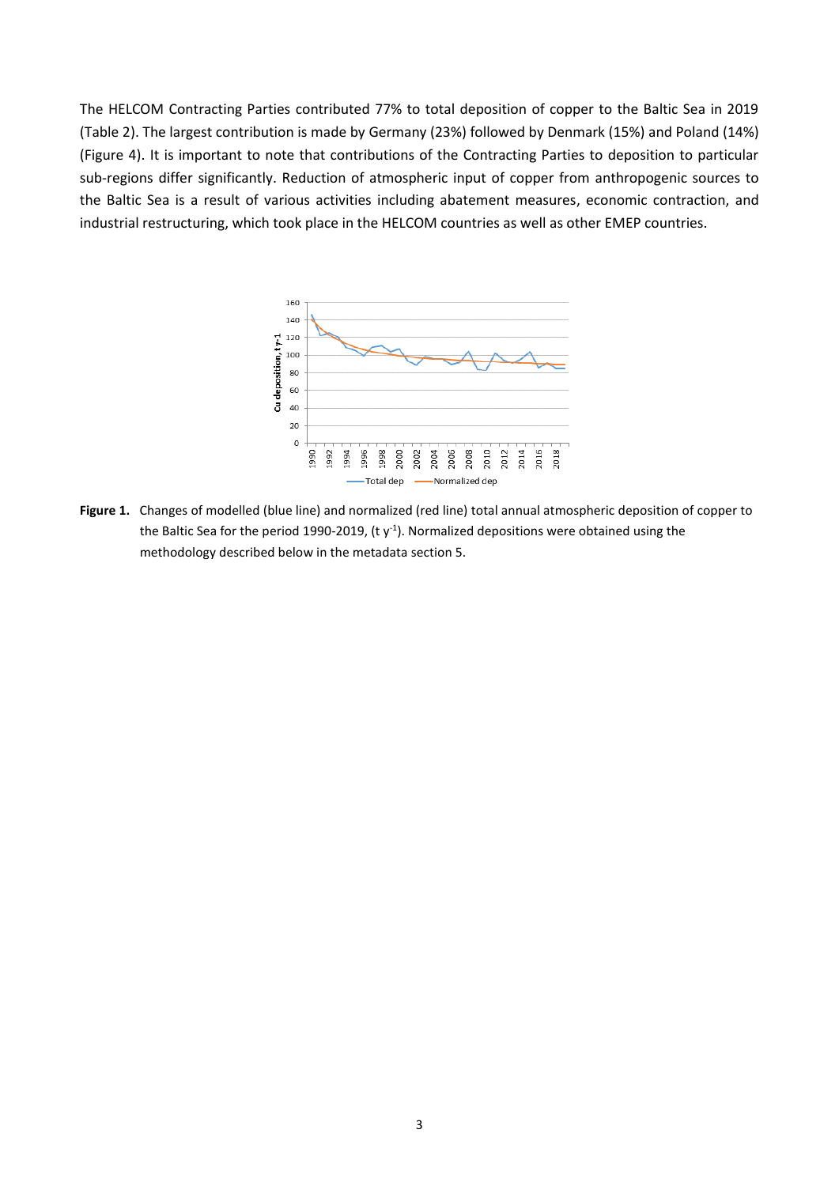The HELCOM Contracting Parties contributed 77% to total deposition of copper to the Baltic Sea in 2019 (Table 2). The largest contribution is made by Germany (23%) followed by Denmark (15%) and Poland (14%) (Figure 4). It is important to note that contributions of the Contracting Parties to deposition to particular sub-regions differ significantly. Reduction of atmospheric input of copper from anthropogenic sources to the Baltic Sea is a result of various activities including abatement measures, economic contraction, and industrial restructuring, which took place in the HELCOM countries as well as other EMEP countries.

**Figure 1.** Changes of modelled (blue line) and normalized (red line) total annual atmospheric deposition of copper to the Baltic Sea for the period 1990-2019, (t $y^{-1}$). Normalized depositions were obtained using the methodology described below in the metadata section 5.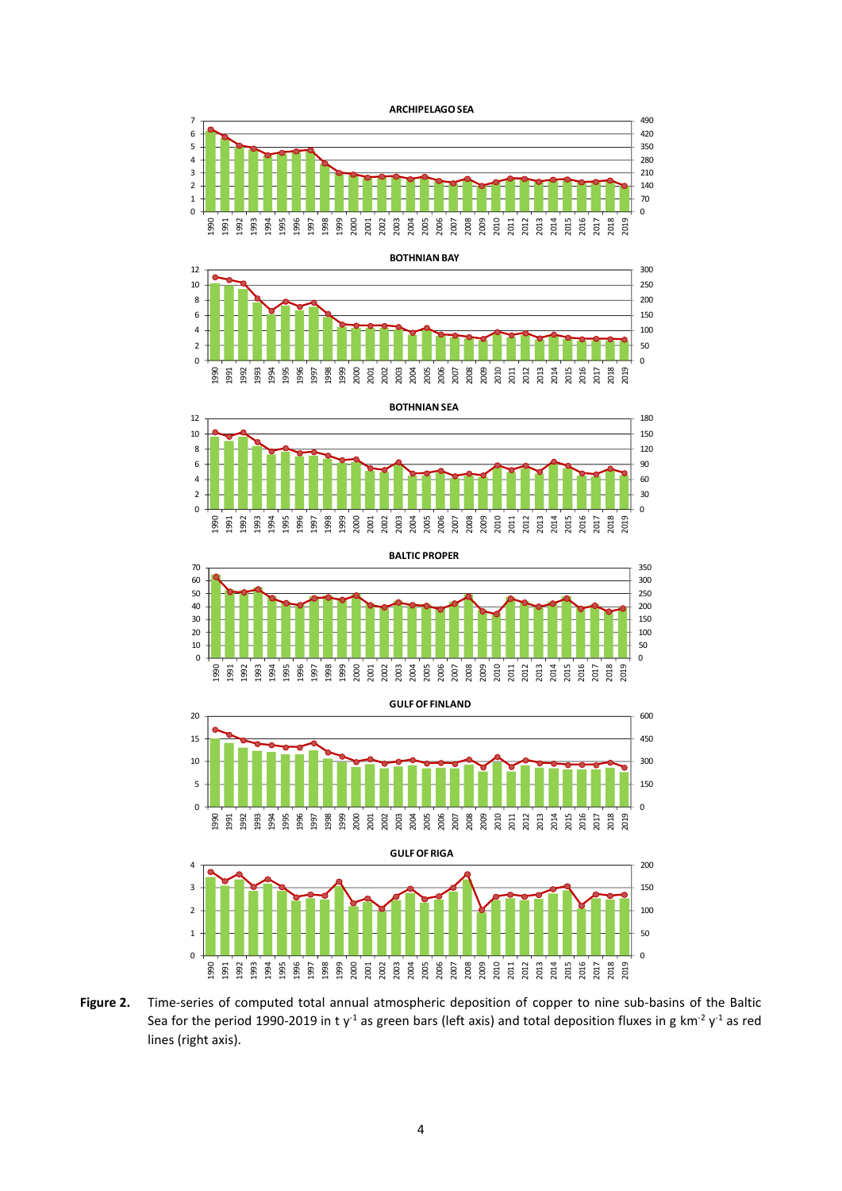**Figure 2.** Time-series of computed total annual atmospheric deposition of copper to nine sub-basins of the Baltic Sea for the period 1990-2019 in t $y^{-1}$ as green bars (left axis) and total deposition fluxes in g $km^{-2}$ $y^{-1}$ as red lines (right axis).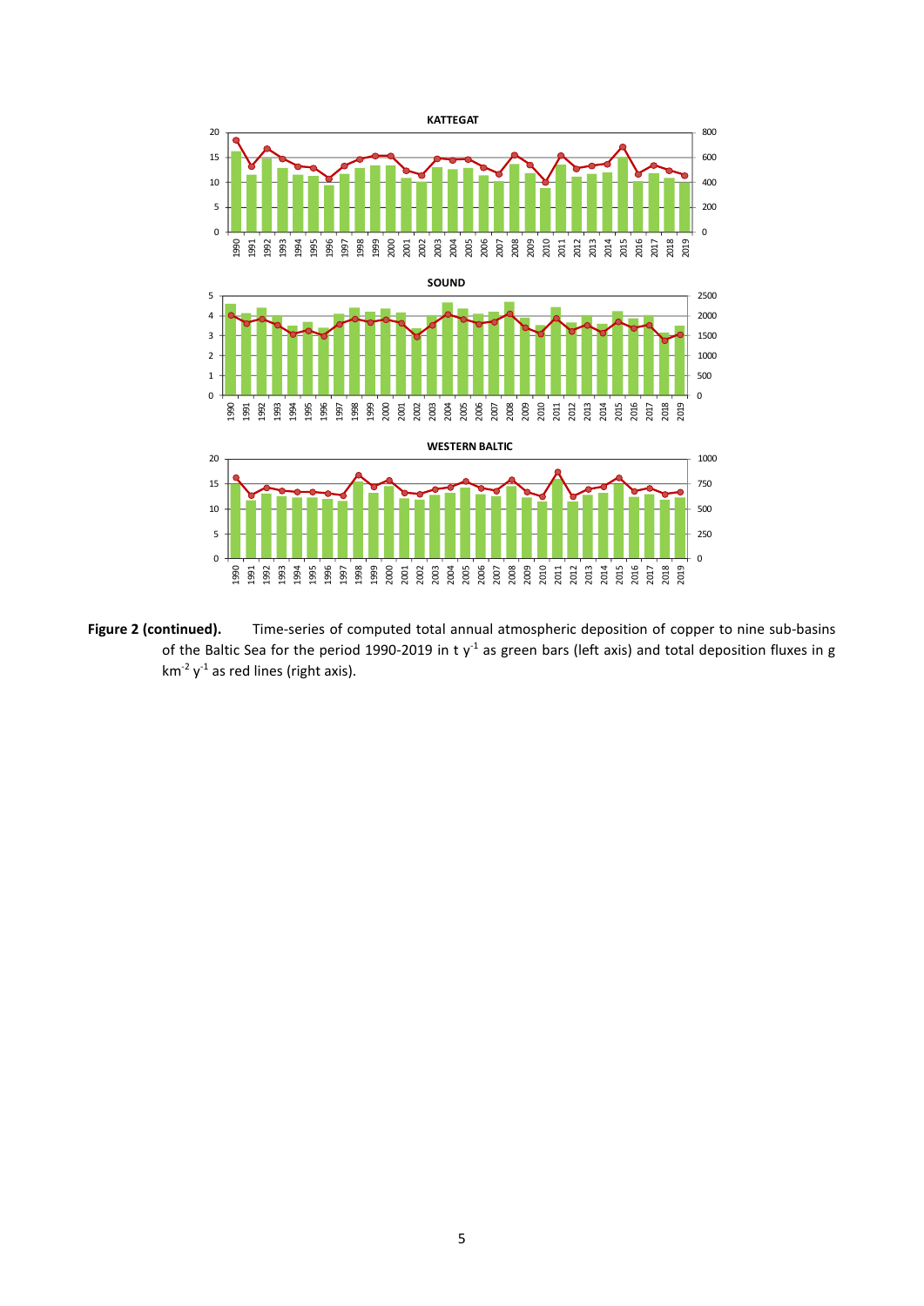**Figure 2 (continued).** Time-series of computed total annual atmospheric deposition of copper to nine sub-basins of the Baltic Sea for the period 1990-2019 in t $y^{-1}$ as green bars (left axis) and total deposition fluxes in g $km^{-2}$ $y^{-1}$ as red lines (right axis).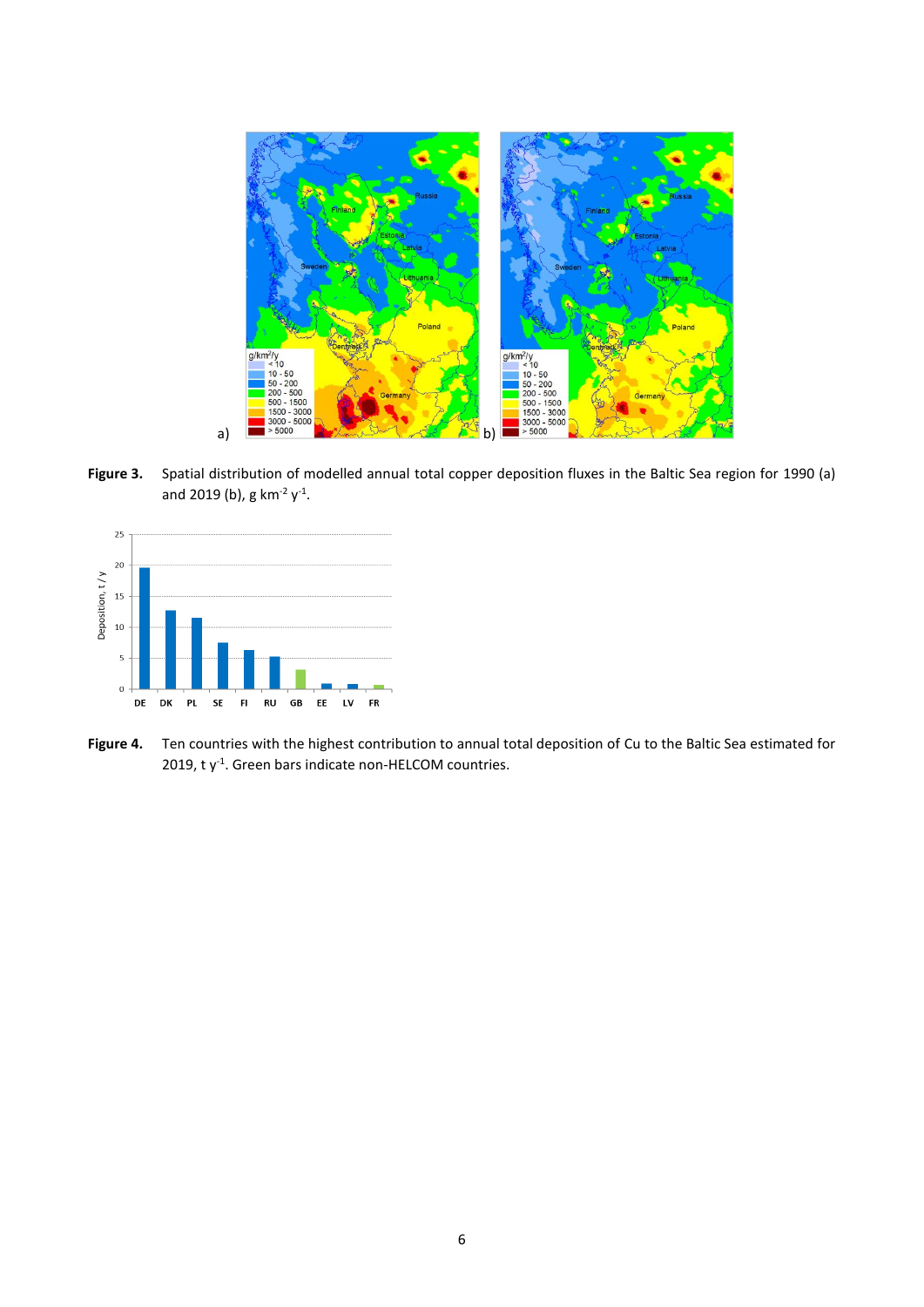**Figure 3.** Spatial distribution of modelled annual total copper deposition fluxes in the Baltic Sea region for 1990 (a) and 2019 (b), g km$^{-2}$ y$^{-1}$.

**Figure 4.** Ten countries with the highest contribution to annual total deposition of Cu to the Baltic Sea estimated for 2019, t y$^{-1}$. Green bars indicate non-HELCOM countries.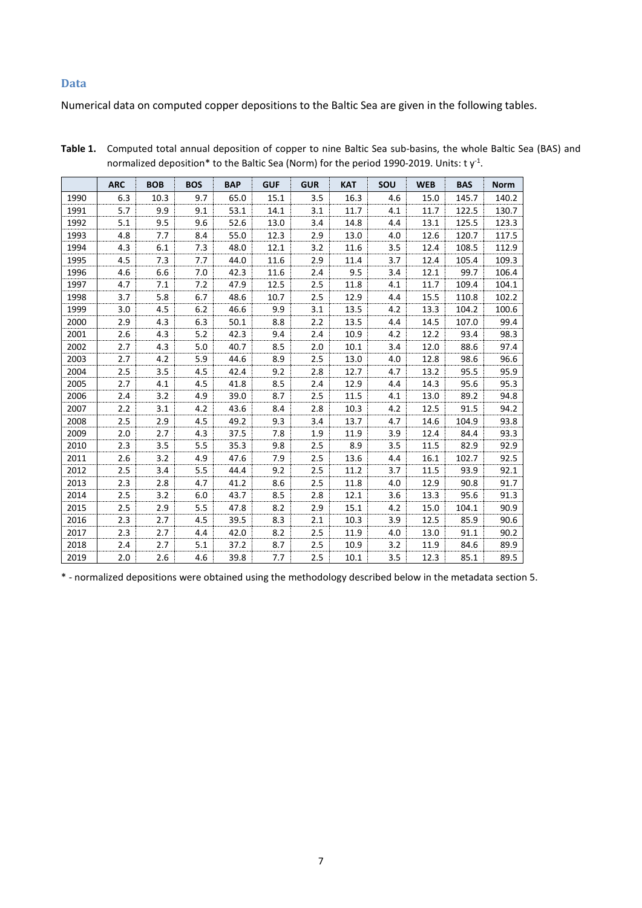## Data

Numerical data on computed copper depositions to the Baltic Sea are given in the following tables.

**Table 1.** Computed total annual deposition of copper to nine Baltic Sea sub-basins, the whole Baltic Sea (BAS) and normalized deposition* to the Baltic Sea (Norm) for the period 1990-2019. Units: t $y^{-1}$.

| | ARC | BOB | BOS | BAP | GUF | GUR | KAT | SOU | WEB | BAS | Norm |
|---|---|---|---|---|---|---|---|---|---|---|---|
| 1990 | 6.3 | 10.3 | 9.7 | 65.0 | 15.1 | 3.5 | 16.3 | 4.6 | 15.0 | 145.7 | 140.2 |
| 1991 | 5.7 | 9.9 | 9.1 | 53.1 | 14.1 | 3.1 | 11.7 | 4.1 | 11.7 | 122.5 | 130.7 |
| 1992 | 5.1 | 9.5 | 9.6 | 52.6 | 13.0 | 3.4 | 14.8 | 4.4 | 13.1 | 125.5 | 123.3 |
| 1993 | 4.8 | 7.7 | 8.4 | 55.0 | 12.3 | 2.9 | 13.0 | 4.0 | 12.6 | 120.7 | 117.5 |
| 1994 | 4.3 | 6.1 | 7.3 | 48.0 | 12.1 | 3.2 | 11.6 | 3.5 | 12.4 | 108.5 | 112.9 |
| 1995 | 4.5 | 7.3 | 7.7 | 44.0 | 11.6 | 2.9 | 11.4 | 3.7 | 12.4 | 105.4 | 109.3 |
| 1996 | 4.6 | 6.6 | 7.0 | 42.3 | 11.6 | 2.4 | 9.5 | 3.4 | 12.1 | 99.7 | 106.4 |
| 1997 | 4.7 | 7.1 | 7.2 | 47.9 | 12.5 | 2.5 | 11.8 | 4.1 | 11.7 | 109.4 | 104.1 |
| 1998 | 3.7 | 5.8 | 6.7 | 48.6 | 10.7 | 2.5 | 12.9 | 4.4 | 15.5 | 110.8 | 102.2 |
| 1999 | 3.0 | 4.5 | 6.2 | 46.6 | 9.9 | 3.1 | 13.5 | 4.2 | 13.3 | 104.2 | 100.6 |
| 2000 | 2.9 | 4.3 | 6.3 | 50.1 | 8.8 | 2.2 | 13.5 | 4.4 | 14.5 | 107.0 | 99.4 |
| 2001 | 2.6 | 4.3 | 5.2 | 42.3 | 9.4 | 2.4 | 10.9 | 4.2 | 12.2 | 93.4 | 98.3 |
| 2002 | 2.7 | 4.3 | 5.0 | 40.7 | 8.5 | 2.0 | 10.1 | 3.4 | 12.0 | 88.6 | 97.4 |
| 2003 | 2.7 | 4.2 | 5.9 | 44.6 | 8.9 | 2.5 | 13.0 | 4.0 | 12.8 | 98.6 | 96.6 |
| 2004 | 2.5 | 3.5 | 4.5 | 42.4 | 9.2 | 2.8 | 12.7 | 4.7 | 13.2 | 95.5 | 95.9 |
| 2005 | 2.7 | 4.1 | 4.5 | 41.8 | 8.5 | 2.4 | 12.9 | 4.4 | 14.3 | 95.6 | 95.3 |
| 2006 | 2.4 | 3.2 | 4.9 | 39.0 | 8.7 | 2.5 | 11.5 | 4.1 | 13.0 | 89.2 | 94.8 |
| 2007 | 2.2 | 3.1 | 4.2 | 43.6 | 8.4 | 2.8 | 10.3 | 4.2 | 12.5 | 91.5 | 94.2 |
| 2008 | 2.5 | 2.9 | 4.5 | 49.2 | 9.3 | 3.4 | 13.7 | 4.7 | 14.6 | 104.9 | 93.8 |
| 2009 | 2.0 | 2.7 | 4.3 | 37.5 | 7.8 | 1.9 | 11.9 | 3.9 | 12.4 | 84.4 | 93.3 |
| 2010 | 2.3 | 3.5 | 5.5 | 35.3 | 9.8 | 2.5 | 8.9 | 3.5 | 11.5 | 82.9 | 92.9 |
| 2011 | 2.6 | 3.2 | 4.9 | 47.6 | 7.9 | 2.5 | 13.6 | 4.4 | 16.1 | 102.7 | 92.5 |
| 2012 | 2.5 | 3.4 | 5.5 | 44.4 | 9.2 | 2.5 | 11.2 | 3.7 | 11.5 | 93.9 | 92.1 |
| 2013 | 2.3 | 2.8 | 4.7 | 41.2 | 8.6 | 2.5 | 11.8 | 4.0 | 12.9 | 90.8 | 91.7 |
| 2014 | 2.5 | 3.2 | 6.0 | 43.7 | 8.5 | 2.8 | 12.1 | 3.6 | 13.3 | 95.6 | 91.3 |
| 2015 | 2.5 | 2.9 | 5.5 | 47.8 | 8.2 | 2.9 | 15.1 | 4.2 | 15.0 | 104.1 | 90.9 |
| 2016 | 2.3 | 2.7 | 4.5 | 39.5 | 8.3 | 2.1 | 10.3 | 3.9 | 12.5 | 85.9 | 90.6 |
| 2017 | 2.3 | 2.7 | 4.4 | 42.0 | 8.2 | 2.5 | 11.9 | 4.0 | 13.0 | 91.1 | 90.2 |
| 2018 | 2.4 | 2.7 | 5.1 | 37.2 | 8.7 | 2.5 | 10.9 | 3.2 | 11.9 | 84.6 | 89.9 |
| 2019 | 2.0 | 2.6 | 4.6 | 39.8 | 7.7 | 2.5 | 10.1 | 3.5 | 12.3 | 85.1 | 89.5 |

* - normalized depositions were obtained using the methodology described below in the metadata section 5.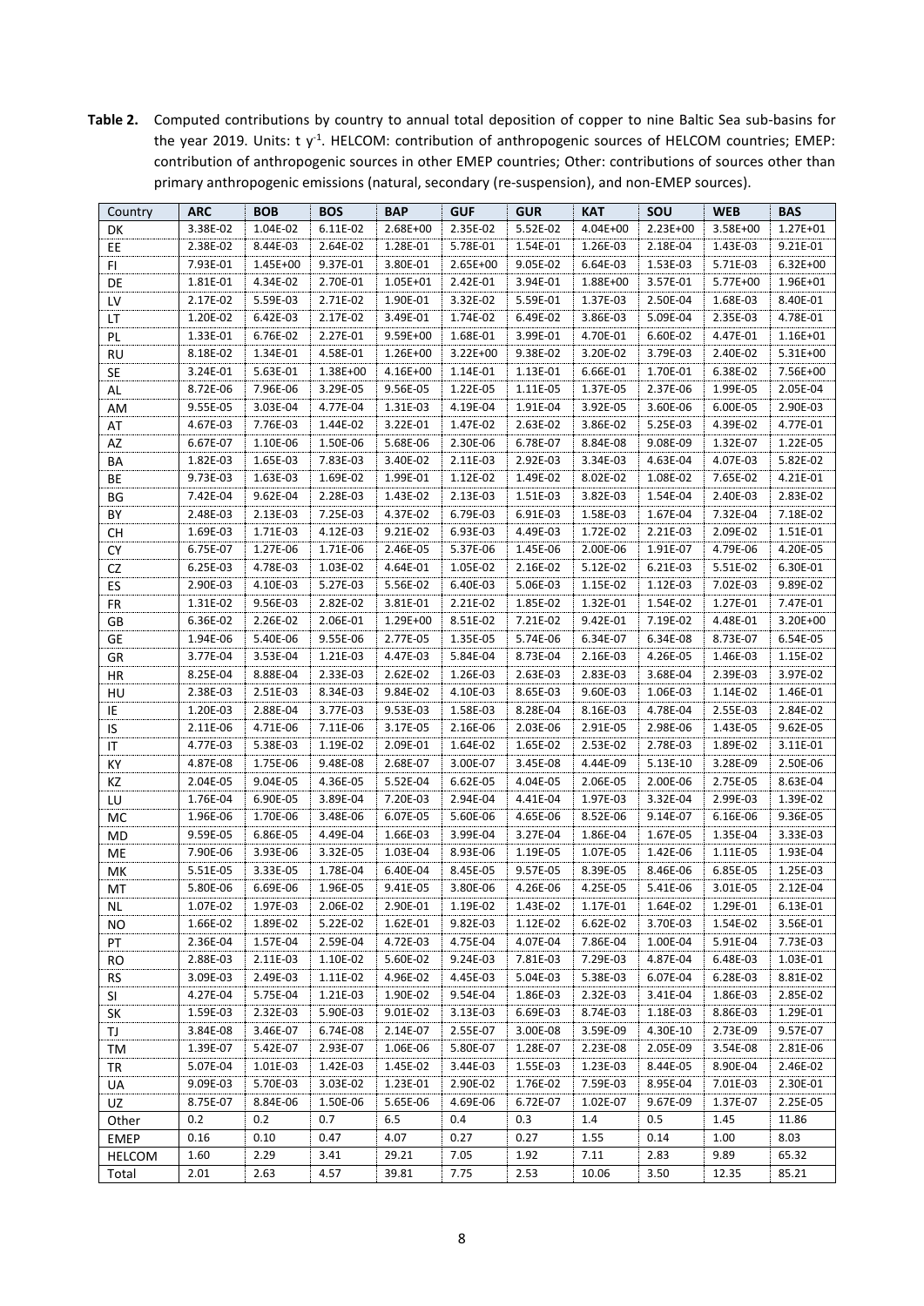**Table 2.** Computed contributions by country to annual total deposition of copper to nine Baltic Sea sub-basins for the year 2019. Units: t $y^{-1}$. HELCOM: contribution of anthropogenic sources of HELCOM countries; EMEP: contribution of anthropogenic sources in other EMEP countries; Other: contributions of sources other than primary anthropogenic emissions (natural, secondary (re-suspension), and non-EMEP sources).

| Country | ARC | BOB | BOS | BAP | GUF | GUR | KAT | SOU | WEB | BAS |
|---|---|---|---|---|---|---|---|---|---|---|
| DK | 3.38E-02 | 1.04E-02 | 6.11E-02 | 2.68E+00 | 2.35E-02 | 5.52E-02 | 4.04E+00 | 2.23E+00 | 3.58E+00 | 1.27E+01 |
| EE | 2.38E-02 | 8.44E-03 | 2.64E-02 | 1.28E-01 | 5.78E-01 | 1.54E-01 | 1.26E-03 | 2.18E-04 | 1.43E-03 | 9.21E-01 |
| FI | 7.93E-01 | 1.45E+00 | 9.37E-01 | 3.80E-01 | 2.65E+00 | 9.05E-02 | 6.64E-03 | 1.53E-03 | 5.71E-03 | 6.32E+00 |
| DE | 1.81E-01 | 4.34E-02 | 2.70E-01 | 1.05E+01 | 2.42E-01 | 3.94E-01 | 1.88E+00 | 3.57E-01 | 5.77E+00 | 1.96E+01 |
| LV | 2.17E-02 | 5.59E-03 | 2.71E-02 | 1.90E-01 | 3.32E-02 | 5.59E-01 | 1.37E-03 | 2.50E-04 | 1.68E-03 | 8.40E-01 |
| LT | 1.20E-02 | 6.42E-03 | 2.17E-02 | 3.49E-01 | 1.74E-02 | 6.49E-02 | 3.86E-03 | 5.09E-04 | 2.35E-03 | 4.78E-01 |
| PL | 1.33E-01 | 6.76E-02 | 2.27E-01 | 9.59E+00 | 1.68E-01 | 3.99E-01 | 4.70E-01 | 6.60E-02 | 4.47E-01 | 1.16E+01 |
| RU | 8.18E-02 | 1.34E-01 | 4.58E-01 | 1.26E+00 | 3.22E+00 | 9.38E-02 | 3.20E-02 | 3.79E-03 | 2.40E-02 | 5.31E+00 |
| SE | 3.24E-01 | 5.63E-01 | 1.38E+00 | 4.16E+00 | 1.14E-01 | 1.13E-01 | 6.66E-01 | 1.70E-01 | 6.38E-02 | 7.56E+00 |
| AL | 8.72E-06 | 7.96E-06 | 3.29E-05 | 9.56E-05 | 1.22E-05 | 1.11E-05 | 1.37E-05 | 2.37E-06 | 1.99E-05 | 2.05E-04 |
| AM | 9.55E-05 | 3.03E-04 | 4.77E-04 | 1.31E-03 | 4.19E-04 | 1.91E-04 | 3.92E-05 | 3.60E-06 | 6.00E-05 | 2.90E-03 |
| AT | 4.67E-03 | 7.76E-03 | 1.44E-02 | 3.22E-01 | 1.47E-02 | 2.63E-02 | 3.86E-02 | 5.25E-03 | 4.39E-02 | 4.77E-01 |
| AZ | 6.67E-07 | 1.10E-06 | 1.50E-06 | 5.68E-06 | 2.30E-06 | 6.78E-07 | 8.84E-08 | 9.08E-09 | 1.32E-07 | 1.22E-05 |
| BA | 1.82E-03 | 1.65E-03 | 7.83E-03 | 3.40E-02 | 2.11E-03 | 2.92E-03 | 3.34E-03 | 4.63E-04 | 4.07E-03 | 5.82E-02 |
| BE | 9.73E-03 | 1.63E-03 | 1.69E-02 | 1.99E-01 | 1.12E-02 | 1.49E-02 | 8.02E-02 | 1.08E-02 | 7.65E-02 | 4.21E-01 |
| BG | 7.42E-04 | 9.62E-04 | 2.28E-03 | 1.43E-02 | 2.13E-03 | 1.51E-03 | 3.82E-03 | 1.54E-04 | 2.40E-03 | 2.83E-02 |
| BY | 2.48E-03 | 2.13E-03 | 7.25E-03 | 4.37E-02 | 6.79E-03 | 6.91E-03 | 1.58E-03 | 1.67E-04 | 7.32E-04 | 7.18E-02 |
| CH | 1.69E-03 | 1.71E-03 | 4.12E-03 | 9.21E-02 | 6.93E-03 | 4.49E-03 | 1.72E-02 | 2.21E-03 | 2.09E-02 | 1.51E-01 |
| CY | 6.75E-07 | 1.27E-06 | 1.71E-06 | 2.46E-05 | 5.37E-06 | 1.45E-06 | 2.00E-06 | 1.91E-07 | 4.79E-06 | 4.20E-05 |
| CZ | 6.25E-03 | 4.78E-03 | 1.03E-02 | 4.64E-01 | 1.05E-02 | 2.16E-02 | 5.12E-02 | 6.21E-03 | 5.51E-02 | 6.30E-01 |
| ES | 2.90E-03 | 4.10E-03 | 5.27E-03 | 5.56E-02 | 6.40E-03 | 5.06E-03 | 1.15E-02 | 1.12E-03 | 7.02E-03 | 9.89E-02 |
| FR | 1.31E-02 | 9.56E-03 | 2.82E-02 | 3.81E-01 | 2.21E-02 | 1.85E-02 | 1.32E-01 | 1.54E-02 | 1.27E-01 | 7.47E-01 |
| GB | 6.36E-02 | 2.26E-02 | 2.06E-01 | 1.29E+00 | 8.51E-02 | 7.21E-02 | 9.42E-01 | 7.19E-02 | 4.48E-01 | 3.20E+00 |
| GE | 1.94E-06 | 5.40E-06 | 9.55E-06 | 2.77E-05 | 1.35E-05 | 5.74E-06 | 6.34E-07 | 6.34E-08 | 8.73E-07 | 6.54E-05 |
| GR | 3.77E-04 | 3.53E-04 | 1.21E-03 | 4.47E-03 | 5.84E-04 | 8.73E-04 | 2.16E-03 | 4.26E-05 | 1.46E-03 | 1.15E-02 |
| HR | 8.25E-04 | 8.88E-04 | 2.33E-03 | 2.62E-02 | 1.26E-03 | 2.63E-03 | 2.83E-03 | 3.68E-04 | 2.39E-03 | 3.97E-02 |
| HU | 2.38E-03 | 2.51E-03 | 8.34E-03 | 9.84E-02 | 4.10E-03 | 8.65E-03 | 9.60E-03 | 1.06E-03 | 1.14E-02 | 1.46E-01 |
| IE | 1.20E-03 | 2.88E-04 | 3.77E-03 | 9.53E-03 | 1.58E-03 | 8.28E-04 | 8.16E-03 | 4.78E-04 | 2.55E-03 | 2.84E-02 |
| IS | 2.11E-06 | 4.71E-06 | 7.11E-06 | 3.17E-05 | 2.16E-06 | 2.03E-06 | 2.91E-05 | 2.98E-06 | 1.43E-05 | 9.62E-05 |
| IT | 4.77E-03 | 5.38E-03 | 1.19E-02 | 2.09E-01 | 1.64E-02 | 1.65E-02 | 2.53E-02 | 2.78E-03 | 1.89E-02 | 3.11E-01 |
| KY | 4.87E-08 | 1.75E-06 | 9.48E-08 | 2.68E-07 | 3.00E-07 | 3.45E-08 | 4.44E-09 | 5.13E-10 | 3.28E-09 | 2.50E-06 |
| KZ | 2.04E-05 | 9.04E-05 | 4.36E-05 | 5.52E-04 | 6.62E-05 | 4.04E-05 | 2.06E-05 | 2.00E-06 | 2.75E-05 | 8.63E-04 |
| LU | 1.76E-04 | 6.90E-05 | 3.89E-04 | 7.20E-03 | 2.94E-04 | 4.41E-04 | 1.97E-03 | 3.32E-04 | 2.99E-03 | 1.39E-02 |
| MC | 1.96E-06 | 1.70E-06 | 3.48E-06 | 6.07E-05 | 5.60E-06 | 4.65E-06 | 8.52E-06 | 9.14E-07 | 6.16E-06 | 9.36E-05 |
| MD | 9.59E-05 | 6.86E-05 | 4.49E-04 | 1.66E-03 | 3.99E-04 | 3.27E-04 | 1.86E-04 | 1.67E-05 | 1.35E-04 | 3.33E-03 |
| ME | 7.90E-06 | 3.93E-06 | 3.32E-05 | 1.03E-04 | 8.93E-06 | 1.19E-05 | 1.07E-05 | 1.42E-06 | 1.11E-05 | 1.93E-04 |
| MK | 5.51E-05 | 3.33E-05 | 1.78E-04 | 6.40E-04 | 8.45E-05 | 9.57E-05 | 8.39E-05 | 8.46E-06 | 6.85E-05 | 1.25E-03 |
| MT | 5.80E-06 | 6.69E-06 | 1.96E-05 | 9.41E-05 | 3.80E-06 | 4.26E-06 | 4.25E-05 | 5.41E-06 | 3.01E-05 | 2.12E-04 |
| NL | 1.07E-02 | 1.97E-03 | 2.06E-02 | 2.90E-01 | 1.19E-02 | 1.43E-02 | 1.17E-01 | 1.64E-02 | 1.29E-01 | 6.13E-01 |
| NO | 1.66E-02 | 1.89E-02 | 5.22E-02 | 1.62E-01 | 9.82E-03 | 1.12E-02 | 6.62E-02 | 3.70E-03 | 1.54E-02 | 3.56E-01 |
| PT | 2.36E-04 | 1.57E-04 | 2.59E-04 | 4.72E-03 | 4.75E-04 | 4.07E-04 | 7.86E-04 | 1.00E-04 | 5.91E-04 | 7.73E-03 |
| RO | 2.88E-03 | 2.11E-03 | 1.10E-02 | 5.60E-02 | 9.24E-03 | 7.81E-03 | 7.29E-03 | 4.87E-04 | 6.48E-03 | 1.03E-01 |
| RS | 3.09E-03 | 2.49E-03 | 1.11E-02 | 4.96E-02 | 4.45E-03 | 5.04E-03 | 5.38E-03 | 6.07E-04 | 6.28E-03 | 8.81E-02 |
| SI | 4.27E-04 | 5.75E-04 | 1.21E-03 | 1.90E-02 | 9.54E-04 | 1.86E-03 | 2.32E-03 | 3.41E-04 | 1.86E-03 | 2.85E-02 |
| SK | 1.59E-03 | 2.32E-03 | 5.90E-03 | 9.01E-02 | 3.13E-03 | 6.69E-03 | 8.74E-03 | 1.18E-03 | 8.86E-03 | 1.29E-01 |
| TJ | 3.84E-08 | 3.46E-07 | 6.74E-08 | 2.14E-07 | 2.55E-07 | 3.00E-08 | 3.59E-09 | 4.30E-10 | 2.73E-09 | 9.57E-07 |
| TM | 1.39E-07 | 5.42E-07 | 2.93E-07 | 1.06E-06 | 5.80E-07 | 1.28E-07 | 2.23E-08 | 2.05E-09 | 3.54E-08 | 2.81E-06 |
| TR | 5.07E-04 | 1.01E-03 | 1.42E-03 | 1.45E-02 | 3.44E-03 | 1.55E-03 | 1.23E-03 | 8.44E-05 | 8.90E-04 | 2.46E-02 |
| UA | 9.09E-03 | 5.70E-03 | 3.03E-02 | 1.23E-01 | 2.90E-02 | 1.76E-02 | 7.59E-03 | 8.95E-04 | 7.01E-03 | 2.30E-01 |
| UZ | 8.75E-07 | 8.84E-06 | 1.50E-06 | 5.65E-06 | 4.69E-06 | 6.72E-07 | 1.02E-07 | 9.67E-09 | 1.37E-07 | 2.25E-05 |
| Other | 0.2 | 0.2 | 0.7 | 6.5 | 0.4 | 0.3 | 1.4 | 0.5 | 1.45 | 11.86 |
| EMEP | 0.16 | 0.10 | 0.47 | 4.07 | 0.27 | 0.27 | 1.55 | 0.14 | 1.00 | 8.03 |
| HELCOM | 1.60 | 2.29 | 3.41 | 29.21 | 7.05 | 1.92 | 7.11 | 2.83 | 9.89 | 65.32 |
| Total | 2.01 | 2.63 | 4.57 | 39.81 | 7.75 | 2.53 | 10.06 | 3.50 | 12.35 | 85.21 |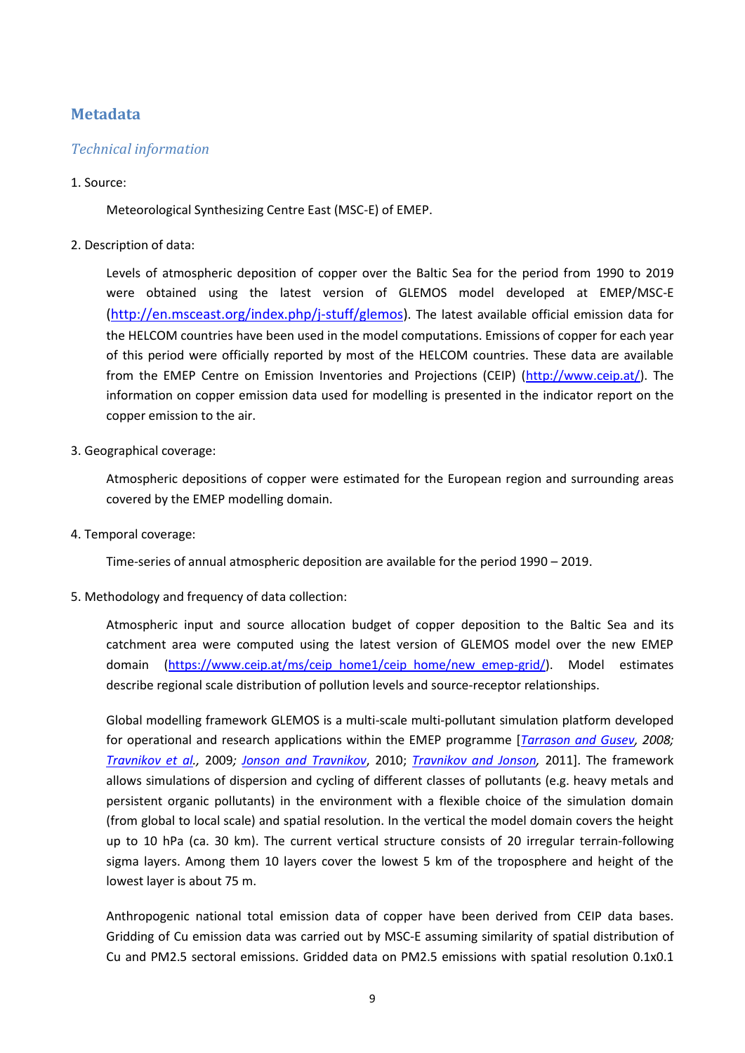## Metadata

### *Technical information*

1. Source:

   Meteorological Synthesizing Centre East (MSC-E) of EMEP.

2. Description of data:

   Levels of atmospheric deposition of copper over the Baltic Sea for the period from 1990 to 2019 were obtained using the latest version of GLEMOS model developed at EMEP/MSC-E (http://en.msceast.org/index.php/j-stuff/glemos). The latest available official emission data for the HELCOM countries have been used in the model computations. Emissions of copper for each year of this period were officially reported by most of the HELCOM countries. These data are available from the EMEP Centre on Emission Inventories and Projections (CEIP) (http://www.ceip.at/). The information on copper emission data used for modelling is presented in the indicator report on the copper emission to the air.

3. Geographical coverage:

   Atmospheric depositions of copper were estimated for the European region and surrounding areas covered by the EMEP modelling domain.

4. Temporal coverage:

   Time-series of annual atmospheric deposition are available for the period 1990 – 2019.

5. Methodology and frequency of data collection:

   Atmospheric input and source allocation budget of copper deposition to the Baltic Sea and its catchment area were computed using the latest version of GLEMOS model over the new EMEP domain (https://www.ceip.at/ms/ceip_home1/ceip_home/new_emep-grid/). Model estimates describe regional scale distribution of pollution levels and source-receptor relationships.

   Global modelling framework GLEMOS is a multi-scale multi-pollutant simulation platform developed for operational and research applications within the EMEP programme [*Tarrason and Gusev*, *2008; Travnikov et al.*, 2009; *Jonson and Travnikov*, 2010; *Travnikov and Jonson*, 2011]. The framework allows simulations of dispersion and cycling of different classes of pollutants (e.g. heavy metals and persistent organic pollutants) in the environment with a flexible choice of the simulation domain (from global to local scale) and spatial resolution. In the vertical the model domain covers the height up to 10 hPa (ca. 30 km). The current vertical structure consists of 20 irregular terrain-following sigma layers. Among them 10 layers cover the lowest 5 km of the troposphere and height of the lowest layer is about 75 m.

   Anthropogenic national total emission data of copper have been derived from CEIP data bases. Gridding of Cu emission data was carried out by MSC-E assuming similarity of spatial distribution of Cu and PM2.5 sectoral emissions. Gridded data on PM2.5 emissions with spatial resolution 0.1x0.1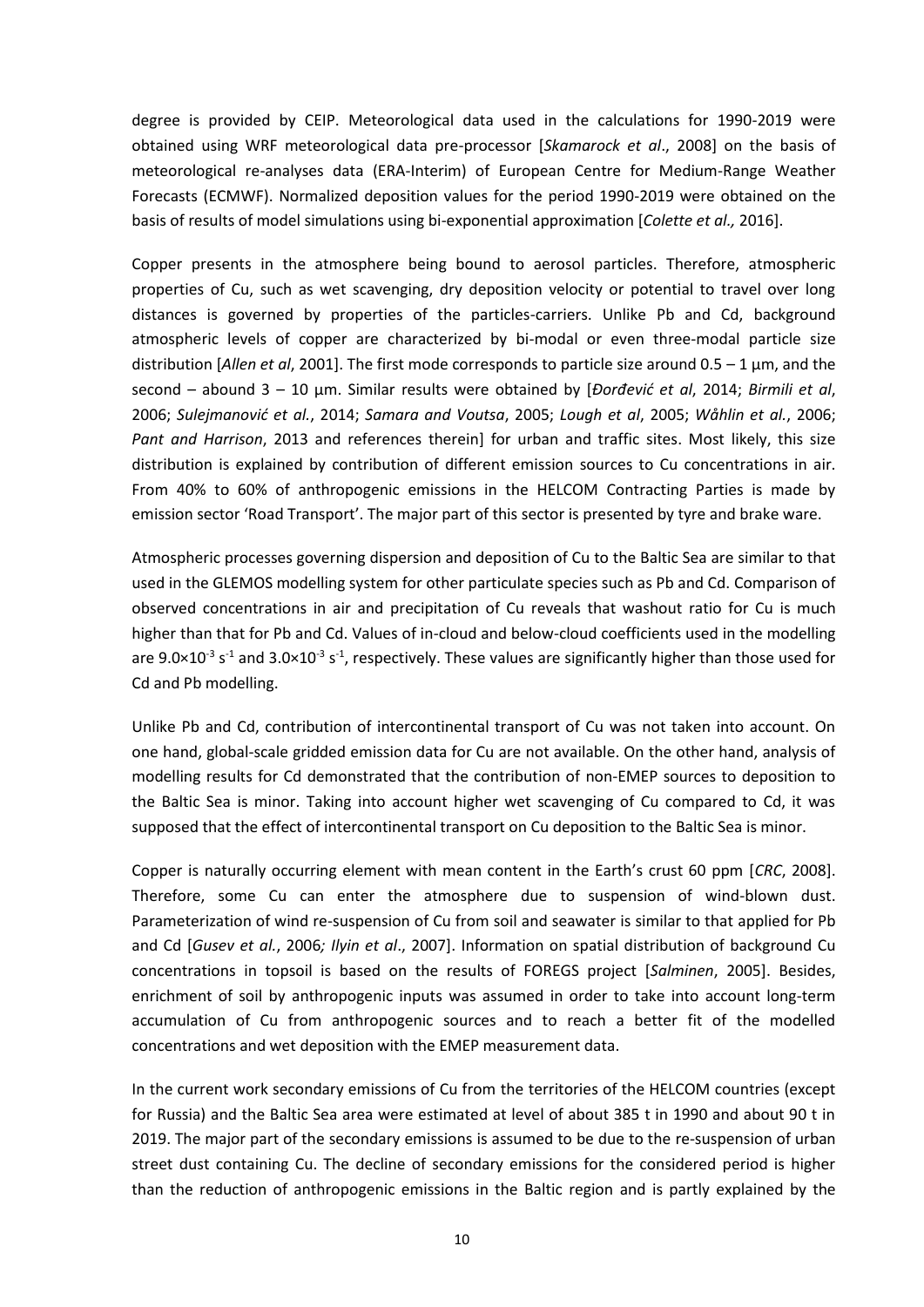degree is provided by CEIP. Meteorological data used in the calculations for 1990-2019 were obtained using WRF meteorological data pre-processor [*Skamarock et al*., 2008] on the basis of meteorological re-analyses data (ERA-Interim) of European Centre for Medium-Range Weather Forecasts (ECMWF). Normalized deposition values for the period 1990-2019 were obtained on the basis of results of model simulations using bi-exponential approximation [*Colette et al.,* 2016].

Copper presents in the atmosphere being bound to aerosol particles. Therefore, atmospheric properties of Cu, such as wet scavenging, dry deposition velocity or potential to travel over long distances is governed by properties of the particles-carriers. Unlike Pb and Cd, background atmospheric levels of copper are characterized by bi-modal or even three-modal particle size distribution [*Allen et al*, 2001]. The first mode corresponds to particle size around 0.5 – 1 µm, and the second – abound 3 – 10 µm. Similar results were obtained by [*Đorđević et al*, 2014; *Birmili et al*, 2006; *Sulejmanović et al.*, 2014; *Samara and Voutsa*, 2005; *Lough et al*, 2005; *Wåhlin et al.*, 2006; *Pant and Harrison*, 2013 and references therein] for urban and traffic sites. Most likely, this size distribution is explained by contribution of different emission sources to Cu concentrations in air. From 40% to 60% of anthropogenic emissions in the HELCOM Contracting Parties is made by emission sector 'Road Transport'. The major part of this sector is presented by tyre and brake ware.

Atmospheric processes governing dispersion and deposition of Cu to the Baltic Sea are similar to that used in the GLEMOS modelling system for other particulate species such as Pb and Cd. Comparison of observed concentrations in air and precipitation of Cu reveals that washout ratio for Cu is much higher than that for Pb and Cd. Values of in-cloud and below-cloud coefficients used in the modelling are $9.0\times10^{-3}$ $s^{-1}$ and $3.0\times10^{-3}$ $s^{-1}$, respectively. These values are significantly higher than those used for Cd and Pb modelling.

Unlike Pb and Cd, contribution of intercontinental transport of Cu was not taken into account. On one hand, global-scale gridded emission data for Cu are not available. On the other hand, analysis of modelling results for Cd demonstrated that the contribution of non-EMEP sources to deposition to the Baltic Sea is minor. Taking into account higher wet scavenging of Cu compared to Cd, it was supposed that the effect of intercontinental transport on Cu deposition to the Baltic Sea is minor.

Copper is naturally occurring element with mean content in the Earth's crust 60 ppm [*CRC*, 2008]. Therefore, some Cu can enter the atmosphere due to suspension of wind-blown dust. Parameterization of wind re-suspension of Cu from soil and seawater is similar to that applied for Pb and Cd [*Gusev et al.*, 2006*; Ilyin et al*., 2007]. Information on spatial distribution of background Cu concentrations in topsoil is based on the results of FOREGS project [*Salminen*, 2005]. Besides, enrichment of soil by anthropogenic inputs was assumed in order to take into account long-term accumulation of Cu from anthropogenic sources and to reach a better fit of the modelled concentrations and wet deposition with the EMEP measurement data.

In the current work secondary emissions of Cu from the territories of the HELCOM countries (except for Russia) and the Baltic Sea area were estimated at level of about 385 t in 1990 and about 90 t in 2019. The major part of the secondary emissions is assumed to be due to the re-suspension of urban street dust containing Cu. The decline of secondary emissions for the considered period is higher than the reduction of anthropogenic emissions in the Baltic region and is partly explained by the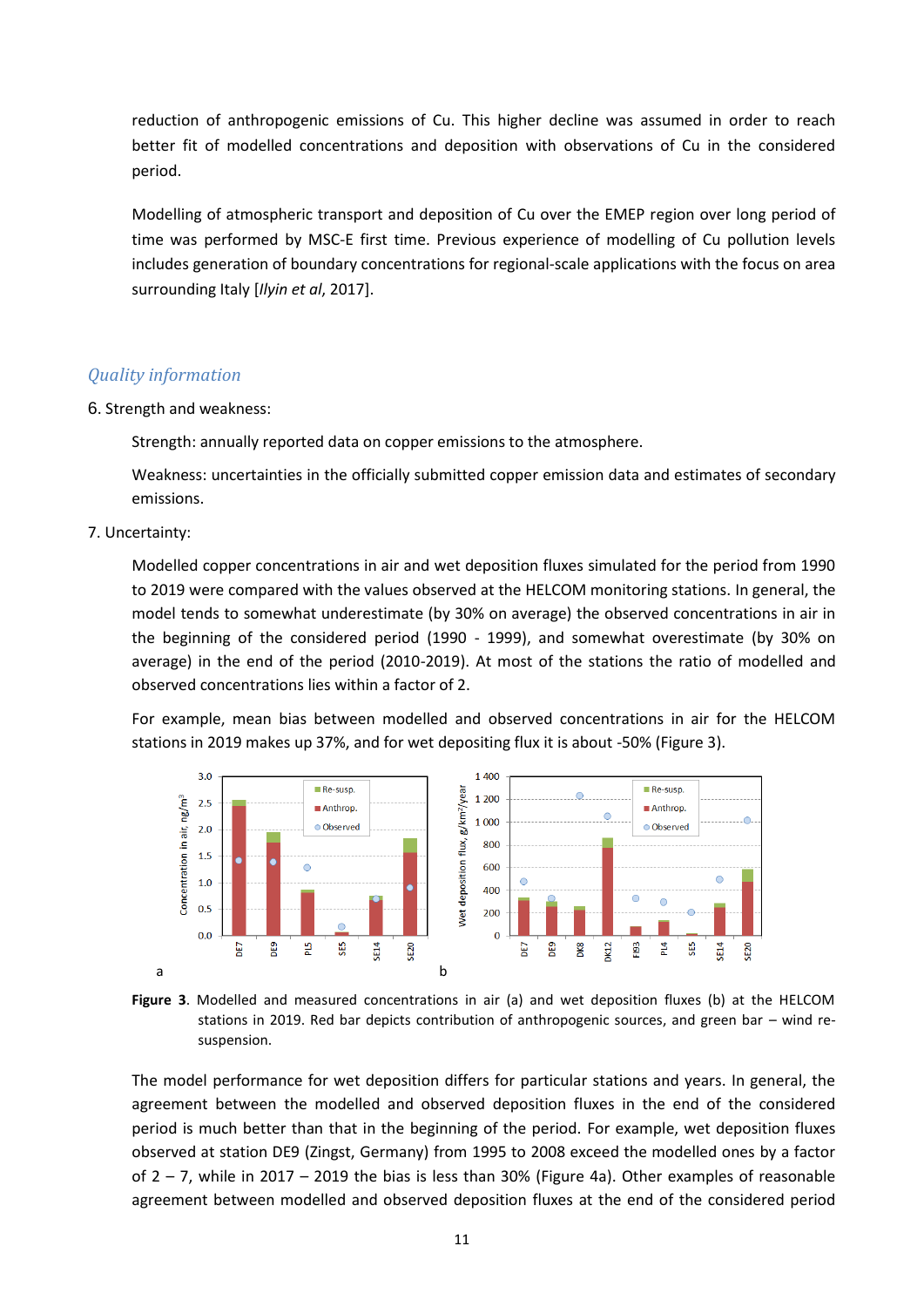reduction of anthropogenic emissions of Cu. This higher decline was assumed in order to reach better fit of modelled concentrations and deposition with observations of Cu in the considered period.

Modelling of atmospheric transport and deposition of Cu over the EMEP region over long period of time was performed by MSC-E first time. Previous experience of modelling of Cu pollution levels includes generation of boundary concentrations for regional-scale applications with the focus on area surrounding Italy [*Ilyin et al*, 2017].

## *Quality information*

6. Strength and weakness:

   Strength: annually reported data on copper emissions to the atmosphere.

   Weakness: uncertainties in the officially submitted copper emission data and estimates of secondary emissions.

7. Uncertainty:

   Modelled copper concentrations in air and wet deposition fluxes simulated for the period from 1990 to 2019 were compared with the values observed at the HELCOM monitoring stations. In general, the model tends to somewhat underestimate (by 30% on average) the observed concentrations in air in the beginning of the considered period (1990 - 1999), and somewhat overestimate (by 30% on average) in the end of the period (2010-2019). At most of the stations the ratio of modelled and observed concentrations lies within a factor of 2.

   For example, mean bias between modelled and observed concentrations in air for the HELCOM stations in 2019 makes up 37%, and for wet depositing flux it is about -50% (Figure 3).

**Figure 3**. Modelled and measured concentrations in air (a) and wet deposition fluxes (b) at the HELCOM stations in 2019. Red bar depicts contribution of anthropogenic sources, and green bar – wind re-suspension.

The model performance for wet deposition differs for particular stations and years. In general, the agreement between the modelled and observed deposition fluxes in the end of the considered period is much better than that in the beginning of the period. For example, wet deposition fluxes observed at station DE9 (Zingst, Germany) from 1995 to 2008 exceed the modelled ones by a factor of 2 – 7, while in 2017 – 2019 the bias is less than 30% (Figure 4a). Other examples of reasonable agreement between modelled and observed deposition fluxes at the end of the considered period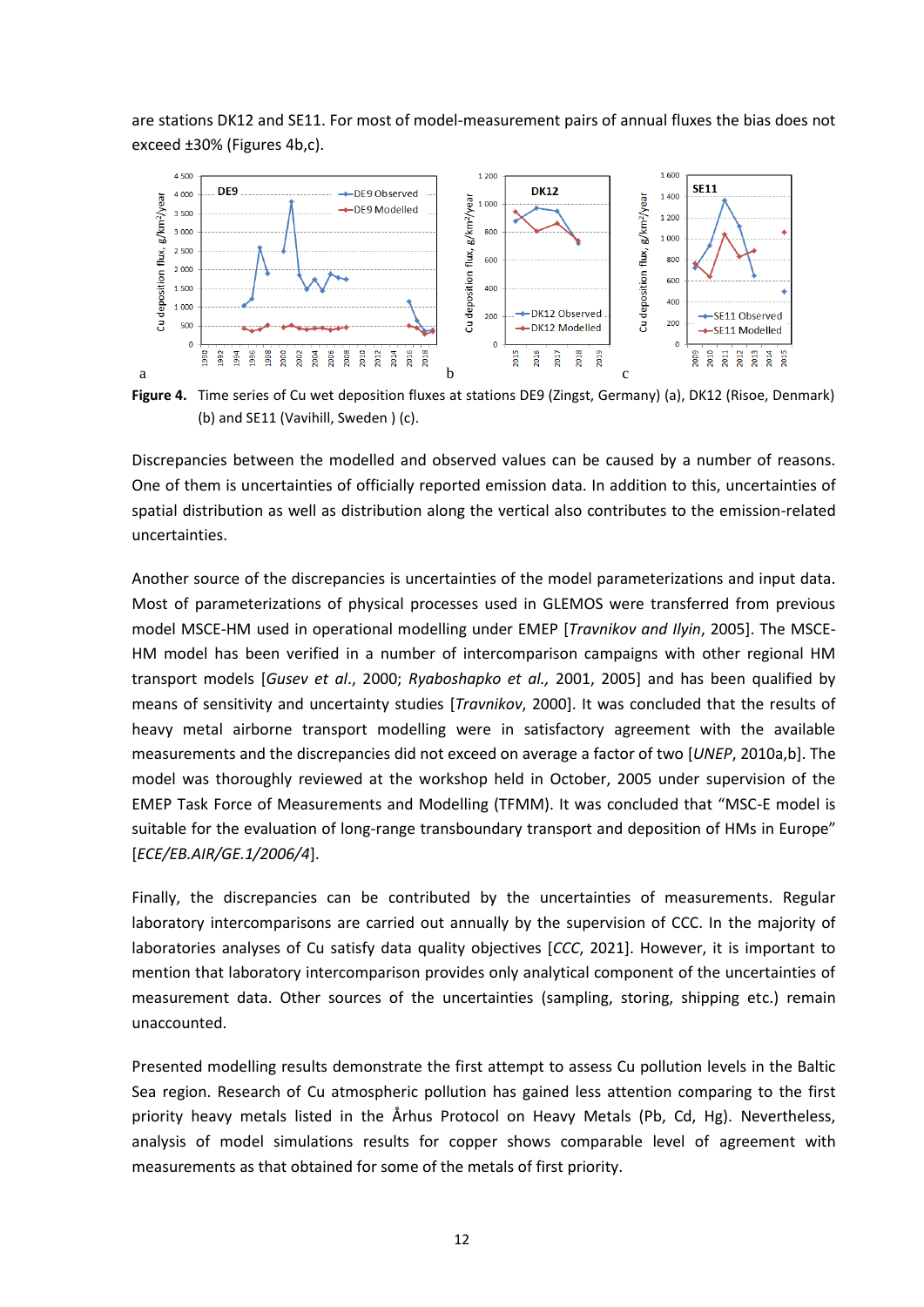are stations DK12 and SE11. For most of model-measurement pairs of annual fluxes the bias does not exceed ±30% (Figures 4b,c).

**Figure 4.** Time series of Cu wet deposition fluxes at stations DE9 (Zingst, Germany) (a), DK12 (Risoe, Denmark) (b) and SE11 (Vavihill, Sweden ) (c).

Discrepancies between the modelled and observed values can be caused by a number of reasons. One of them is uncertainties of officially reported emission data. In addition to this, uncertainties of spatial distribution as well as distribution along the vertical also contributes to the emission-related uncertainties.

Another source of the discrepancies is uncertainties of the model parameterizations and input data. Most of parameterizations of physical processes used in GLEMOS were transferred from previous model MSCE-HM used in operational modelling under EMEP [*Travnikov and Ilyin*, 2005]. The MSCE-HM model has been verified in a number of intercomparison campaigns with other regional HM transport models [*Gusev et al*., 2000; *Ryaboshapko et al.,* 2001, 2005] and has been qualified by means of sensitivity and uncertainty studies [*Travnikov*, 2000]. It was concluded that the results of heavy metal airborne transport modelling were in satisfactory agreement with the available measurements and the discrepancies did not exceed on average a factor of two [*UNEP*, 2010a,b]. The model was thoroughly reviewed at the workshop held in October, 2005 under supervision of the EMEP Task Force of Measurements and Modelling (TFMM). It was concluded that "MSC-E model is suitable for the evaluation of long-range transboundary transport and deposition of HMs in Europe" [*ECE/EB.AIR/GE.1/2006/4*].

Finally, the discrepancies can be contributed by the uncertainties of measurements. Regular laboratory intercomparisons are carried out annually by the supervision of CCC. In the majority of laboratories analyses of Cu satisfy data quality objectives [*CCC*, 2021]. However, it is important to mention that laboratory intercomparison provides only analytical component of the uncertainties of measurement data. Other sources of the uncertainties (sampling, storing, shipping etc.) remain unaccounted.

Presented modelling results demonstrate the first attempt to assess Cu pollution levels in the Baltic Sea region. Research of Cu atmospheric pollution has gained less attention comparing to the first priority heavy metals listed in the Århus Protocol on Heavy Metals (Pb, Cd, Hg). Nevertheless, analysis of model simulations results for copper shows comparable level of agreement with measurements as that obtained for some of the metals of first priority.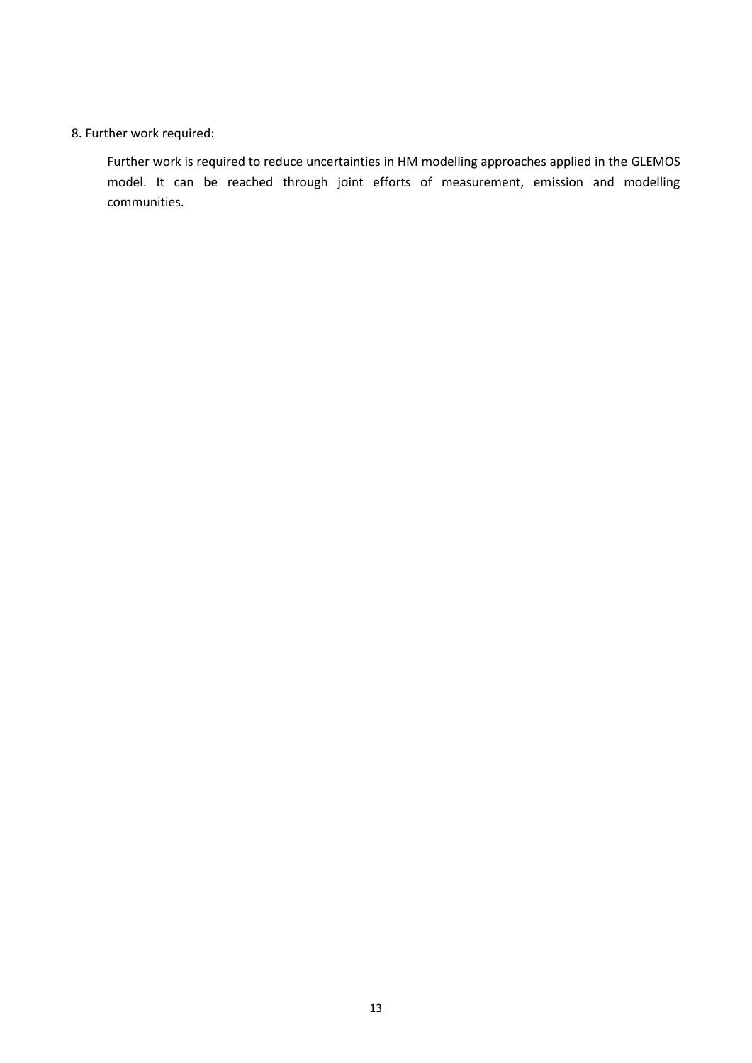8. Further work required:

Further work is required to reduce uncertainties in HM modelling approaches applied in the GLEMOS model. It can be reached through joint efforts of measurement, emission and modelling communities.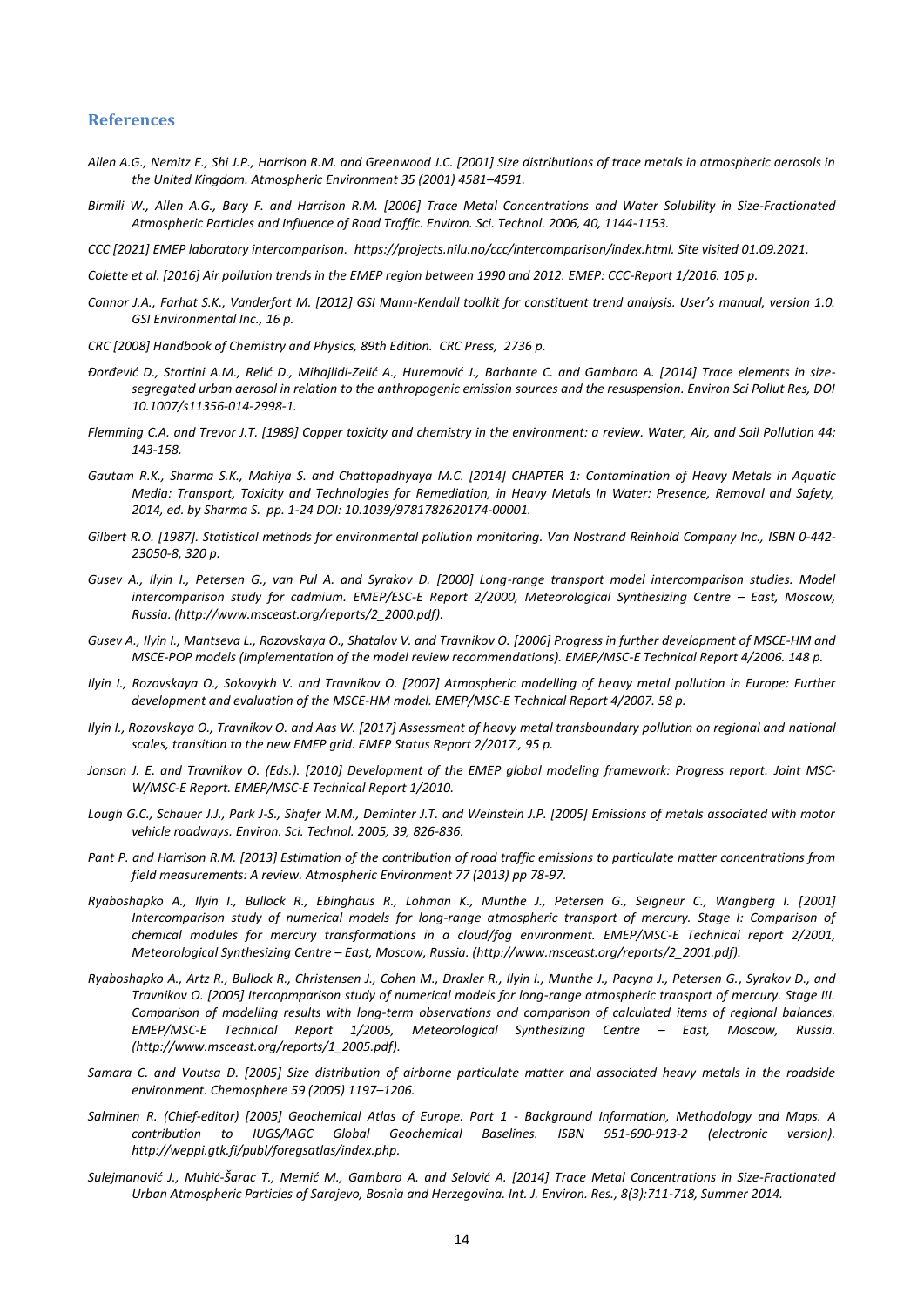## References

*Allen A.G., Nemitz E., Shi J.P., Harrison R.M. and Greenwood J.C. [2001] Size distributions of trace metals in atmospheric aerosols in the United Kingdom. Atmospheric Environment 35 (2001) 4581–4591.*

*Birmili W., Allen A.G., Bary F. and Harrison R.M. [2006] Trace Metal Concentrations and Water Solubility in Size-Fractionated Atmospheric Particles and Influence of Road Traffic. Environ. Sci. Technol. 2006, 40, 1144-1153.*

*CCC [2021] EMEP laboratory intercomparison. https://projects.nilu.no/ccc/intercomparison/index.html. Site visited 01.09.2021.*

*Colette et al. [2016] Air pollution trends in the EMEP region between 1990 and 2012. EMEP: CCC-Report 1/2016. 105 p.*

*Connor J.A., Farhat S.K., Vanderfort M. [2012] GSI Mann-Kendall toolkit for constituent trend analysis. User's manual, version 1.0. GSI Environmental Inc., 16 p.*

*CRC [2008] Handbook of Chemistry and Physics, 89th Edition. CRC Press, 2736 p.*

*Đorđević D., Stortini A.M., Relić D., Mihajlidi-Zelić A., Huremović J., Barbante C. and Gambaro A. [2014] Trace elements in size-segregated urban aerosol in relation to the anthropogenic emission sources and the resuspension. Environ Sci Pollut Res, DOI 10.1007/s11356-014-2998-1.*

*Flemming C.A. and Trevor J.T. [1989] Copper toxicity and chemistry in the environment: a review. Water, Air, and Soil Pollution 44: 143-158.*

*Gautam R.K., Sharma S.K., Mahiya S. and Chattopadhyaya M.C. [2014] CHAPTER 1: Contamination of Heavy Metals in Aquatic Media: Transport, Toxicity and Technologies for Remediation, in Heavy Metals In Water: Presence, Removal and Safety, 2014, ed. by Sharma S. pp. 1-24 DOI: 10.1039/9781782620174-00001.*

*Gilbert R.O. [1987]. Statistical methods for environmental pollution monitoring. Van Nostrand Reinhold Company Inc., ISBN 0-442-23050-8, 320 p.*

*Gusev A., Ilyin I., Petersen G., van Pul A. and Syrakov D. [2000] Long-range transport model intercomparison studies. Model intercomparison study for cadmium. EMEP/ESC-E Report 2/2000, Meteorological Synthesizing Centre – East, Moscow, Russia. (http://www.msceast.org/reports/2_2000.pdf).*

*Gusev A., Ilyin I., Mantseva L., Rozovskaya O., Shatalov V. and Travnikov O. [2006] Progress in further development of MSCE-HM and MSCE-POP models (implementation of the model review recommendations). EMEP/MSC-E Technical Report 4/2006. 148 p.*

*Ilyin I., Rozovskaya O., Sokovykh V. and Travnikov O. [2007] Atmospheric modelling of heavy metal pollution in Europe: Further development and evaluation of the MSCE-HM model. EMEP/MSC-E Technical Report 4/2007. 58 p.*

*Ilyin I., Rozovskaya O., Travnikov O. and Aas W. [2017] Assessment of heavy metal transboundary pollution on regional and national scales, transition to the new EMEP grid. EMEP Status Report 2/2017., 95 p.*

*Jonson J. E. and Travnikov O. (Eds.). [2010] Development of the EMEP global modeling framework: Progress report. Joint MSC-W/MSC-E Report. EMEP/MSC-E Technical Report 1/2010.*

*Lough G.C., Schauer J.J., Park J-S., Shafer M.M., Deminter J.T. and Weinstein J.P. [2005] Emissions of metals associated with motor vehicle roadways. Environ. Sci. Technol. 2005, 39, 826-836.*

*Pant P. and Harrison R.M. [2013] Estimation of the contribution of road traffic emissions to particulate matter concentrations from field measurements: A review. Atmospheric Environment 77 (2013) pp 78-97.*

*Ryaboshapko A., Ilyin I., Bullock R., Ebinghaus R., Lohman K., Munthe J., Petersen G., Seigneur C., Wangberg I. [2001] Intercomparison study of numerical models for long-range atmospheric transport of mercury. Stage I: Comparison of chemical modules for mercury transformations in a cloud/fog environment. EMEP/MSC-E Technical report 2/2001, Meteorological Synthesizing Centre – East, Moscow, Russia. (http://www.msceast.org/reports/2_2001.pdf).*

*Ryaboshapko A., Artz R., Bullock R., Christensen J., Cohen M., Draxler R., Ilyin I., Munthe J., Pacyna J., Petersen G., Syrakov D., and Travnikov O. [2005] Itercompparison study of numerical models for long-range atmospheric transport of mercury. Stage III. Comparison of modelling results with long-term observations and comparison of calculated items of regional balances. EMEP/MSC-E Technical Report 1/2005, Meteorological Synthesizing Centre – East, Moscow, Russia. (http://www.msceast.org/reports/1_2005.pdf).*

*Samara C. and Voutsa D. [2005] Size distribution of airborne particulate matter and associated heavy metals in the roadside environment. Chemosphere 59 (2005) 1197–1206.*

*Salminen R. (Chief-editor) [2005] Geochemical Atlas of Europe. Part 1 - Background Information, Methodology and Maps. A contribution to IUGS/IAGC Global Geochemical Baselines. ISBN 951-690-913-2 (electronic version). http://weppi.gtk.fi/publ/foregsatlas/index.php.*

*Sulejmanović J., Muhić-Šarac T., Memić M., Gambaro A. and Selović A. [2014] Trace Metal Concentrations in Size-Fractionated Urban Atmospheric Particles of Sarajevo, Bosnia and Herzegovina. Int. J. Environ. Res., 8(3):711-718, Summer 2014.*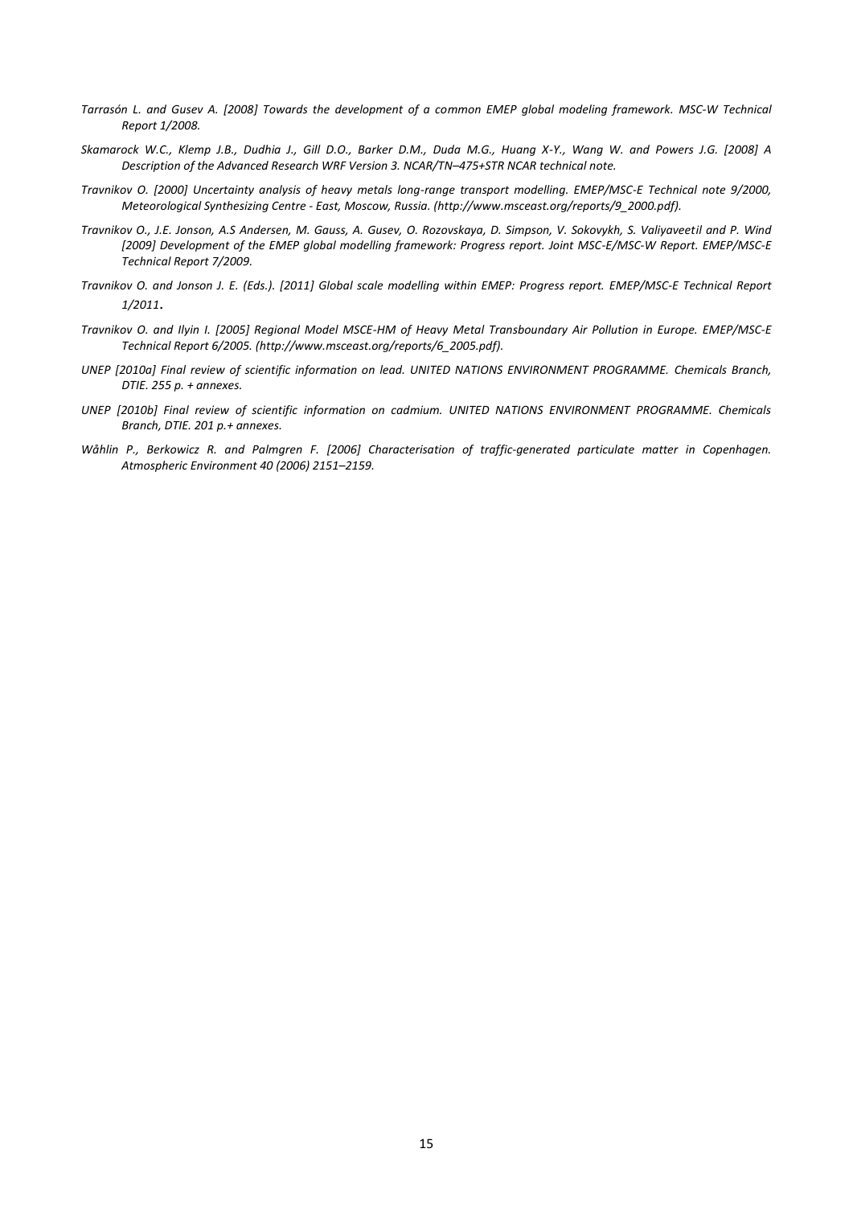*Tarrasón L. and Gusev A. [2008] Towards the development of a common EMEP global modeling framework. MSC-W Technical Report 1/2008.*

*Skamarock W.C., Klemp J.B., Dudhia J., Gill D.O., Barker D.M., Duda M.G., Huang X-Y., Wang W. and Powers J.G. [2008] A Description of the Advanced Research WRF Version 3. NCAR/TN–475+STR NCAR technical note.*

*Travnikov O. [2000] Uncertainty analysis of heavy metals long-range transport modelling. EMEP/MSC-E Technical note 9/2000, Meteorological Synthesizing Centre - East, Moscow, Russia. (http://www.msceast.org/reports/9_2000.pdf).*

*Travnikov O., J.E. Jonson, A.S Andersen, M. Gauss, A. Gusev, O. Rozovskaya, D. Simpson, V. Sokovykh, S. Valiyaveetil and P. Wind [2009] Development of the EMEP global modelling framework: Progress report. Joint MSC-E/MSC-W Report. EMEP/MSC-E Technical Report 7/2009.*

*Travnikov O. and Jonson J. E. (Eds.). [2011] Global scale modelling within EMEP: Progress report. EMEP/MSC-E Technical Report 1/2011.*

*Travnikov O. and Ilyin I. [2005] Regional Model MSCE-HM of Heavy Metal Transboundary Air Pollution in Europe. EMEP/MSC-E Technical Report 6/2005. (http://www.msceast.org/reports/6_2005.pdf).*

*UNEP [2010a] Final review of scientific information on lead. UNITED NATIONS ENVIRONMENT PROGRAMME. Chemicals Branch, DTIE. 255 p. + annexes.*

*UNEP [2010b] Final review of scientific information on cadmium. UNITED NATIONS ENVIRONMENT PROGRAMME. Chemicals Branch, DTIE. 201 p.+ annexes.*

*Wåhlin P., Berkowicz R. and Palmgren F. [2006] Characterisation of traffic-generated particulate matter in Copenhagen. Atmospheric Environment 40 (2006) 2151–2159.*